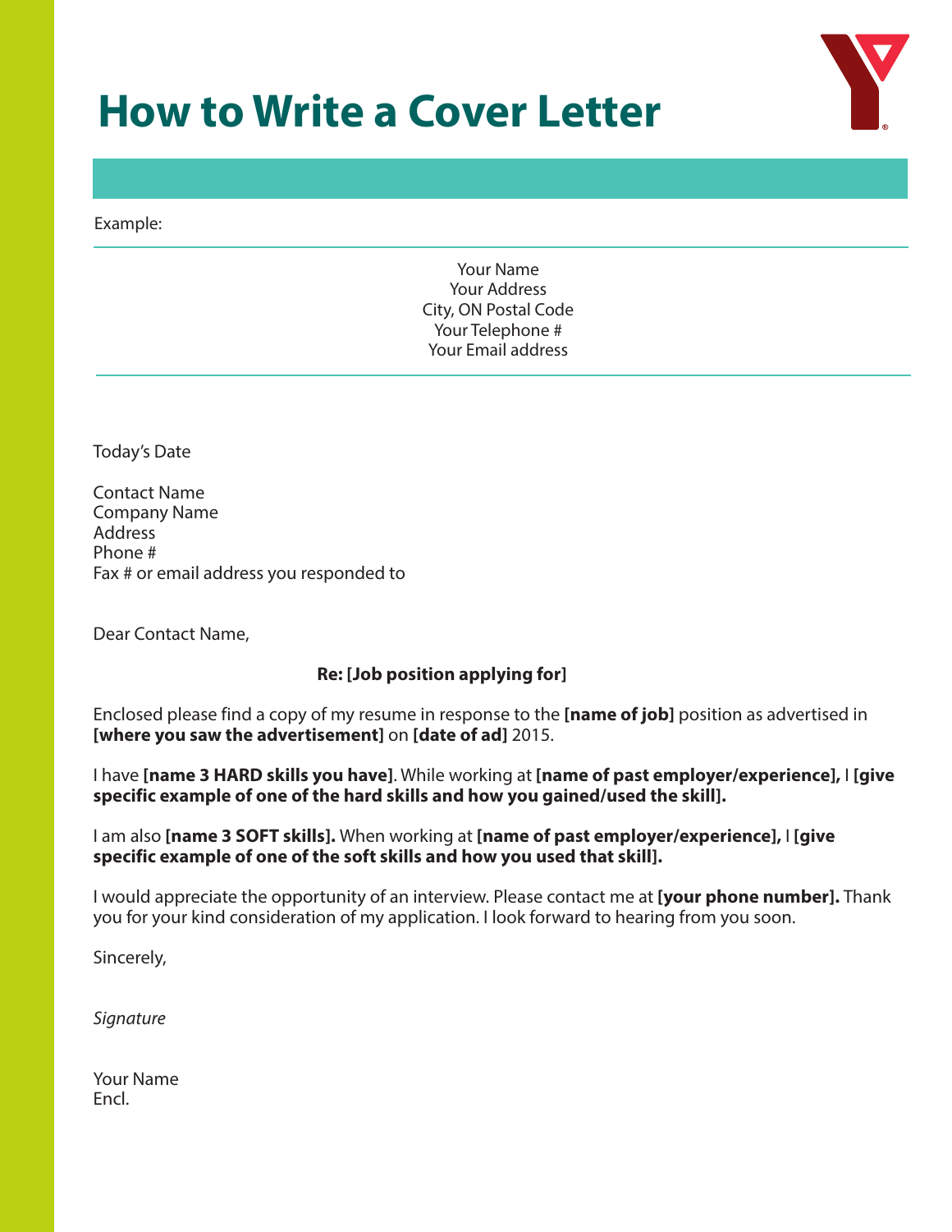# How to Write a Cover Letter

Example:

---

Your Name
Your Address
City, ON Postal Code
Your Telephone #
Your Email address

---

Today's Date

Contact Name
Company Name
Address
Phone #
Fax # or email address you responded to

Dear Contact Name,

**Re: [Job position applying for]**

Enclosed please find a copy of my resume in response to the **[name of job]** position as advertised in **[where you saw the advertisement]** on **[date of ad]** 2015.

I have **[name 3 HARD skills you have]**. While working at **[name of past employer/experience],** I **[give specific example of one of the hard skills and how you gained/used the skill].**

I am also **[name 3 SOFT skills].** When working at **[name of past employer/experience],** I **[give specific example of one of the soft skills and how you used that skill].**

I would appreciate the opportunity of an interview. Please contact me at **[your phone number].** Thank you for your kind consideration of my application. I look forward to hearing from you soon.

Sincerely,

*Signature*

Your Name
Encl.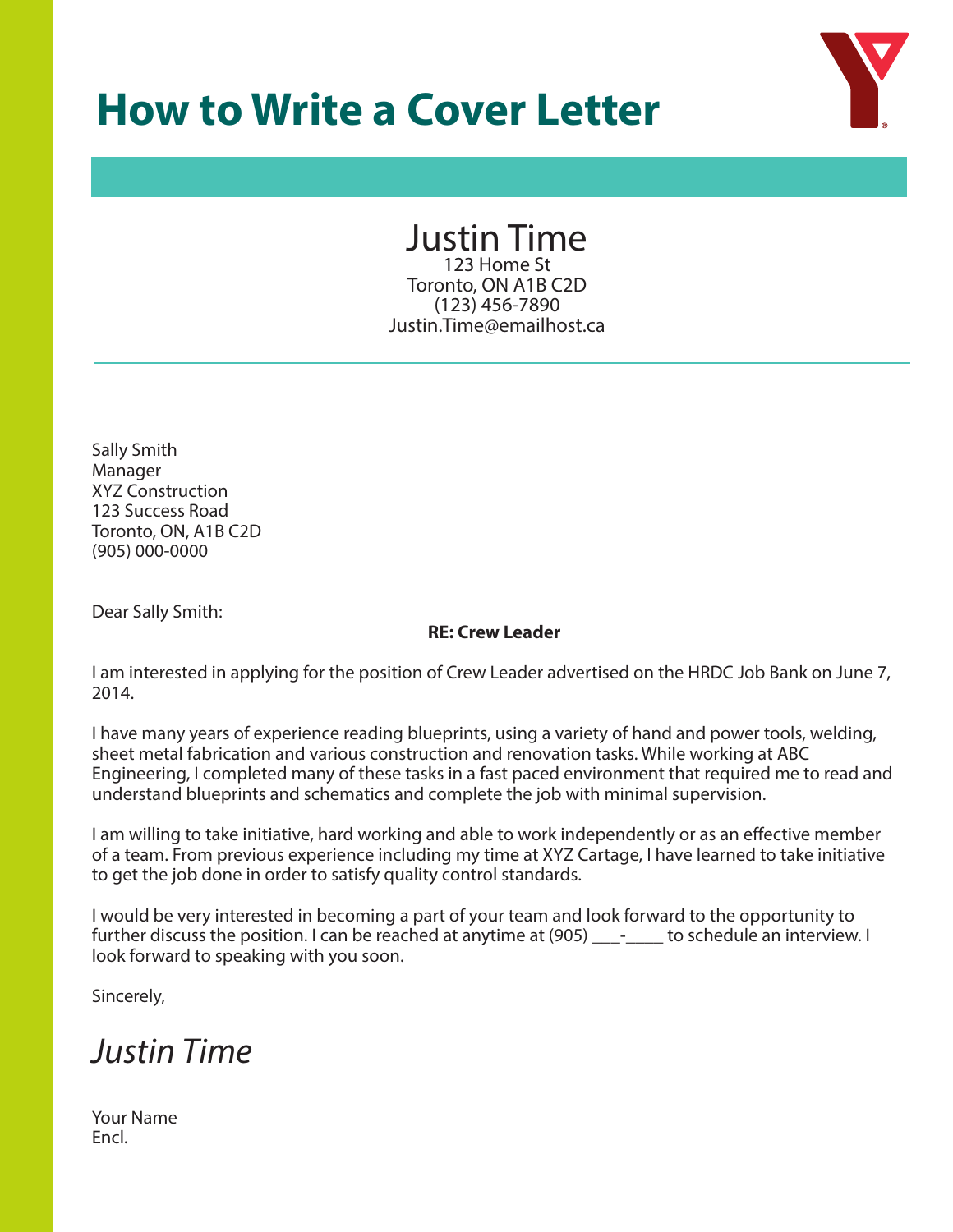# How to Write a Cover Letter

Justin Time
123 Home St
Toronto, ON A1B C2D
(123) 456-7890
Justin.Time@emailhost.ca

---

Sally Smith
Manager
XYZ Construction
123 Success Road
Toronto, ON, A1B C2D
(905) 000-0000

Dear Sally Smith:

**RE: Crew Leader**

I am interested in applying for the position of Crew Leader advertised on the HRDC Job Bank on June 7, 2014.

I have many years of experience reading blueprints, using a variety of hand and power tools, welding, sheet metal fabrication and various construction and renovation tasks. While working at ABC Engineering, I completed many of these tasks in a fast paced environment that required me to read and understand blueprints and schematics and complete the job with minimal supervision.

I am willing to take initiative, hard working and able to work independently or as an effective member of a team. From previous experience including my time at XYZ Cartage, I have learned to take initiative to get the job done in order to satisfy quality control standards.

I would be very interested in becoming a part of your team and look forward to the opportunity to further discuss the position. I can be reached at anytime at (905) ___-____ to schedule an interview. I look forward to speaking with you soon.

Sincerely,

*Justin Time*

Your Name
Encl.